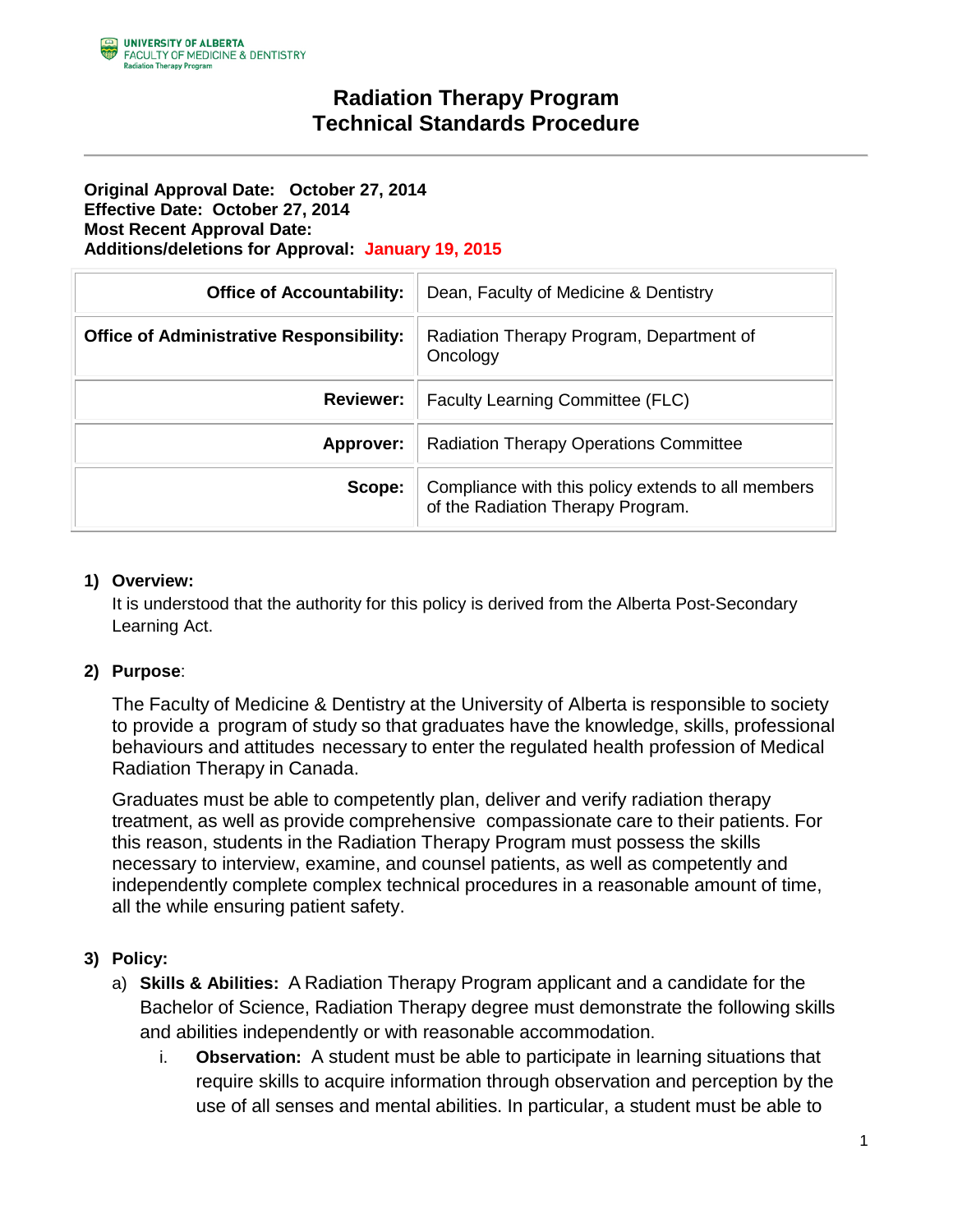UNIVERSITY OF ALBERTA
FACULTY OF MEDICINE & DENTISTRY
Radiation Therapy Program

# Radiation Therapy Program
# Technical Standards Procedure

**Original Approval Date: October 27, 2014**
**Effective Date: October 27, 2014**
**Most Recent Approval Date:**
**Additions/deletions for Approval: January 19, 2015**

| | |
|---|---|
| **Office of Accountability:** | Dean, Faculty of Medicine & Dentistry |
| **Office of Administrative Responsibility:** | Radiation Therapy Program, Department of Oncology |
| **Reviewer:** | Faculty Learning Committee (FLC) |
| **Approver:** | Radiation Therapy Operations Committee |
| **Scope:** | Compliance with this policy extends to all members of the Radiation Therapy Program. |

**1) Overview:**

It is understood that the authority for this policy is derived from the Alberta Post-Secondary Learning Act.

**2) Purpose**:

The Faculty of Medicine & Dentistry at the University of Alberta is responsible to society to provide a program of study so that graduates have the knowledge, skills, professional behaviours and attitudes necessary to enter the regulated health profession of Medical Radiation Therapy in Canada.

Graduates must be able to competently plan, deliver and verify radiation therapy treatment, as well as provide comprehensive compassionate care to their patients. For this reason, students in the Radiation Therapy Program must possess the skills necessary to interview, examine, and counsel patients, as well as competently and independently complete complex technical procedures in a reasonable amount of time, all the while ensuring patient safety.

**3) Policy:**

a) **Skills & Abilities:** A Radiation Therapy Program applicant and a candidate for the Bachelor of Science, Radiation Therapy degree must demonstrate the following skills and abilities independently or with reasonable accommodation.

   i. **Observation:** A student must be able to participate in learning situations that require skills to acquire information through observation and perception by the use of all senses and mental abilities. In particular, a student must be able to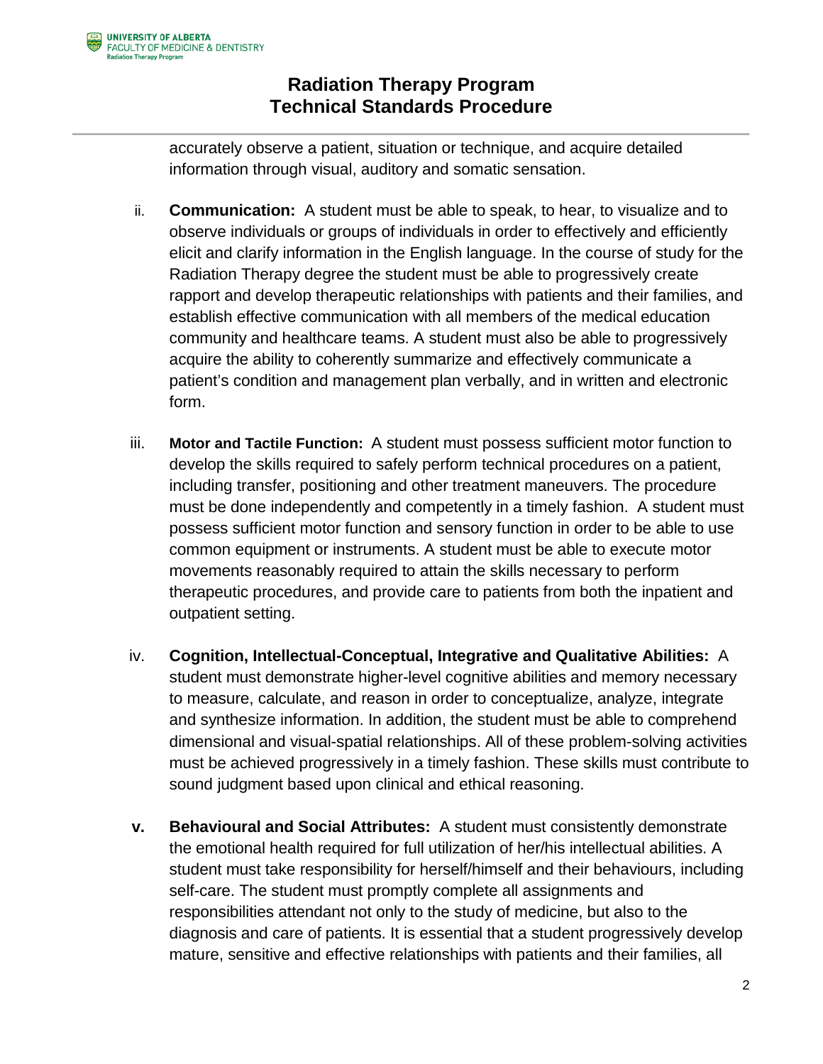accurately observe a patient, situation or technique, and acquire detailed information through visual, auditory and somatic sensation.

ii. **Communication:** A student must be able to speak, to hear, to visualize and to observe individuals or groups of individuals in order to effectively and efficiently elicit and clarify information in the English language. In the course of study for the Radiation Therapy degree the student must be able to progressively create rapport and develop therapeutic relationships with patients and their families, and establish effective communication with all members of the medical education community and healthcare teams. A student must also be able to progressively acquire the ability to coherently summarize and effectively communicate a patient's condition and management plan verbally, and in written and electronic form.

iii. **Motor and Tactile Function:** A student must possess sufficient motor function to develop the skills required to safely perform technical procedures on a patient, including transfer, positioning and other treatment maneuvers. The procedure must be done independently and competently in a timely fashion. A student must possess sufficient motor function and sensory function in order to be able to use common equipment or instruments. A student must be able to execute motor movements reasonably required to attain the skills necessary to perform therapeutic procedures, and provide care to patients from both the inpatient and outpatient setting.

iv. **Cognition, Intellectual-Conceptual, Integrative and Qualitative Abilities:** A student must demonstrate higher-level cognitive abilities and memory necessary to measure, calculate, and reason in order to conceptualize, analyze, integrate and synthesize information. In addition, the student must be able to comprehend dimensional and visual-spatial relationships. All of these problem-solving activities must be achieved progressively in a timely fashion. These skills must contribute to sound judgment based upon clinical and ethical reasoning.

**v.** **Behavioural and Social Attributes:** A student must consistently demonstrate the emotional health required for full utilization of her/his intellectual abilities. A student must take responsibility for herself/himself and their behaviours, including self-care. The student must promptly complete all assignments and responsibilities attendant not only to the study of medicine, but also to the diagnosis and care of patients. It is essential that a student progressively develop mature, sensitive and effective relationships with patients and their families, all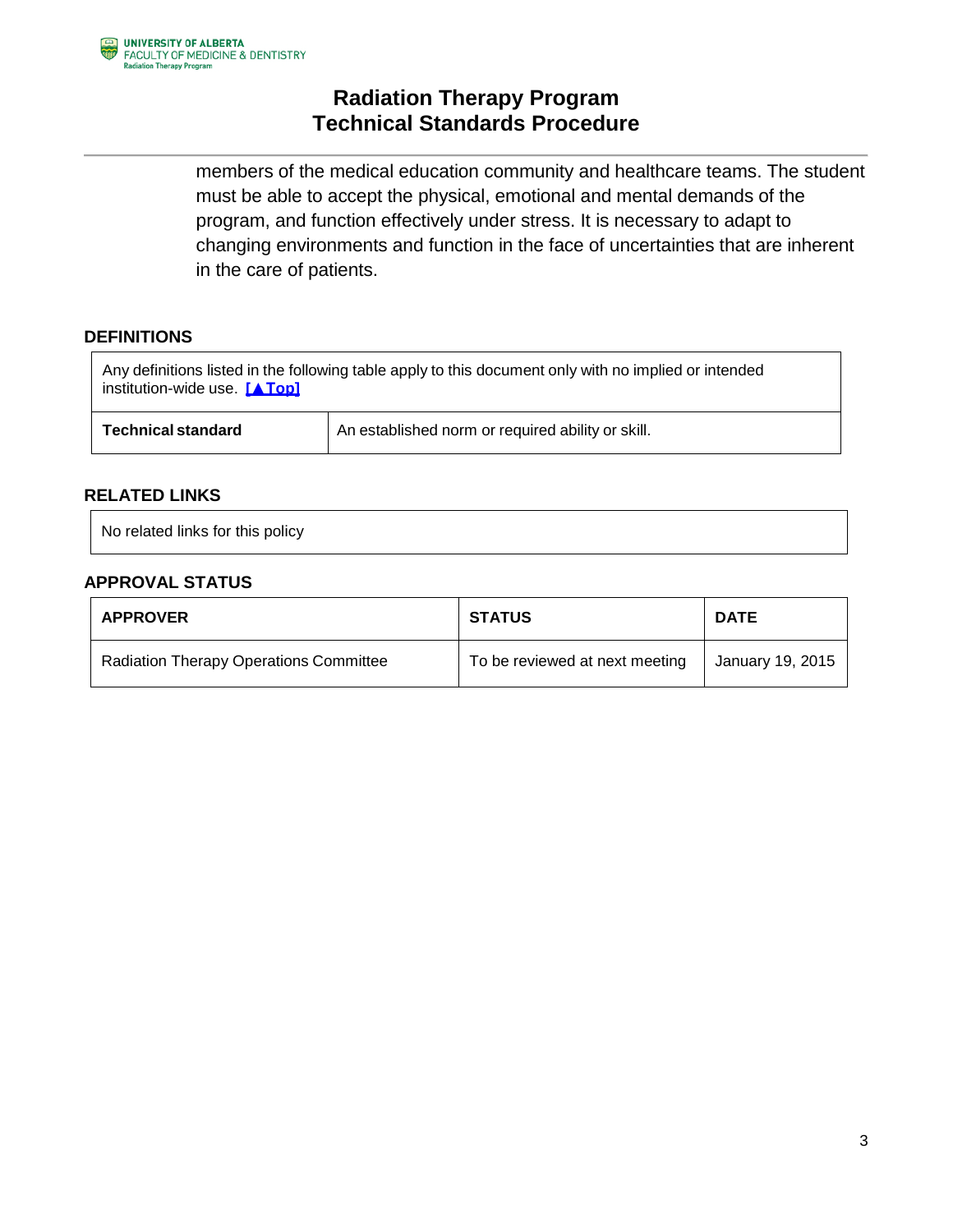members of the medical education community and healthcare teams. The student must be able to accept the physical, emotional and mental demands of the program, and function effectively under stress. It is necessary to adapt to changing environments and function in the face of uncertainties that are inherent in the care of patients.

## DEFINITIONS

| Any definitions listed in the following table apply to this document only with no implied or intended institution-wide use. [▲Top] | |
|---|---|
| **Technical standard** | An established norm or required ability or skill. |

## RELATED LINKS

| |
|---|
| No related links for this policy |

## APPROVAL STATUS

| APPROVER | STATUS | DATE |
|---|---|---|
| Radiation Therapy Operations Committee | To be reviewed at next meeting | January 19, 2015 |